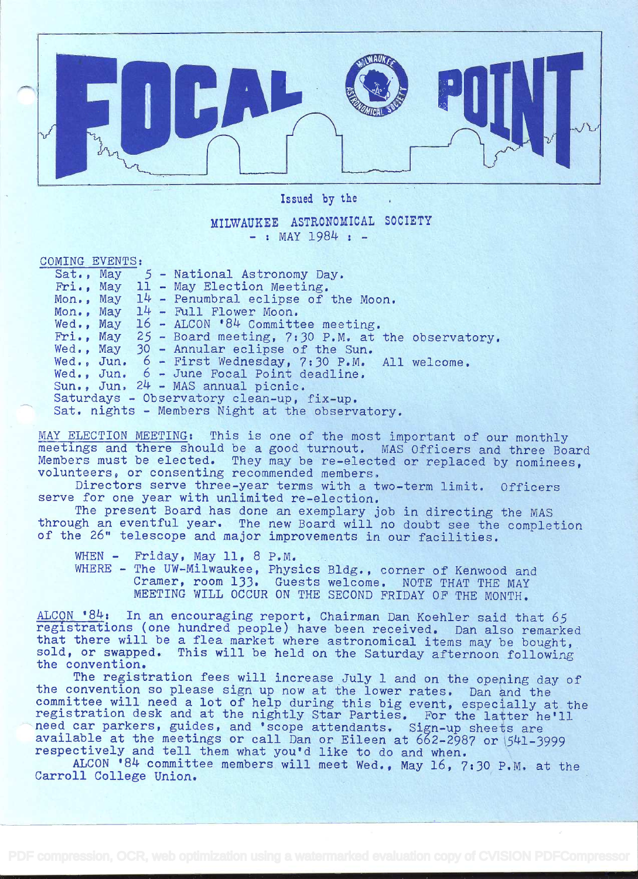# FOCAL POINT

Issued by the

MILWAUKEE ASTRONOMICAL SOCIETY

- : MAY 1984 : -

COMING EVENTS:

- Sat., May 5 - National Astronomy Day.
- Fri., May 11 - May Election Meeting.
- Mon., May 14 - Penumbral eclipse of the Moon.
- Mon., May 14 - Full Flower Moon.
- Wed., May 16 - ALCON '84 Committee meeting.
- Fri., May 25 - Board meeting, 7:30 P.M. at the observatory.
- Wed., May 30 - Annular eclipse of the Sun.
- Wed., Jun. 6 - First Wednesday, 7:30 P.M. All welcome.
- Wed., Jun. 6 - June Focal Point deadline.
- Sun., Jun. 24 - MAS annual picnic.
- Saturdays - Observatory clean-up, fix-up.
- Sat. nights - Members Night at the observatory.

MAY ELECTION MEETING: This is one of the most important of our monthly meetings and there should be a good turnout. MAS Officers and three Board Members must be elected. They may be re-elected or replaced by nominees, volunteers, or consenting recommended members.

Directors serve three-year terms with a two-term limit. Officers serve for one year with unlimited re-election.

The present Board has done an exemplary job in directing the MAS through an eventful year. The new Board will no doubt see the completion of the 26" telescope and major improvements in our facilities.

WHEN - Friday, May 11, 8 P.M.

WHERE - The UW-Milwaukee, Physics Bldg., corner of Kenwood and Cramer, room 133. Guests welcome. NOTE THAT THE MAY MEETING WILL OCCUR ON THE SECOND FRIDAY OF THE MONTH.

ALCON '84: In an encouraging report, Chairman Dan Koehler said that 65 registrations (one hundred people) have been received. Dan also remarked that there will be a flea market where astronomical items may be bought, sold, or swapped. This will be held on the Saturday afternoon following the convention.

The registration fees will increase July 1 and on the opening day of the convention so please sign up now at the lower rates. Dan and the committee will need a lot of help during this big event, especially at the registration desk and at the nightly Star Parties. For the latter he'll need car parkers, guides, and 'scope attendants. Sign-up sheets are available at the meetings or call Dan or Eileen at 662-2987 or 541-3999 respectively and tell them what you'd like to do and when.

ALCON '84 committee members will meet Wed., May 16, 7:30 P.M. at the Carroll College Union.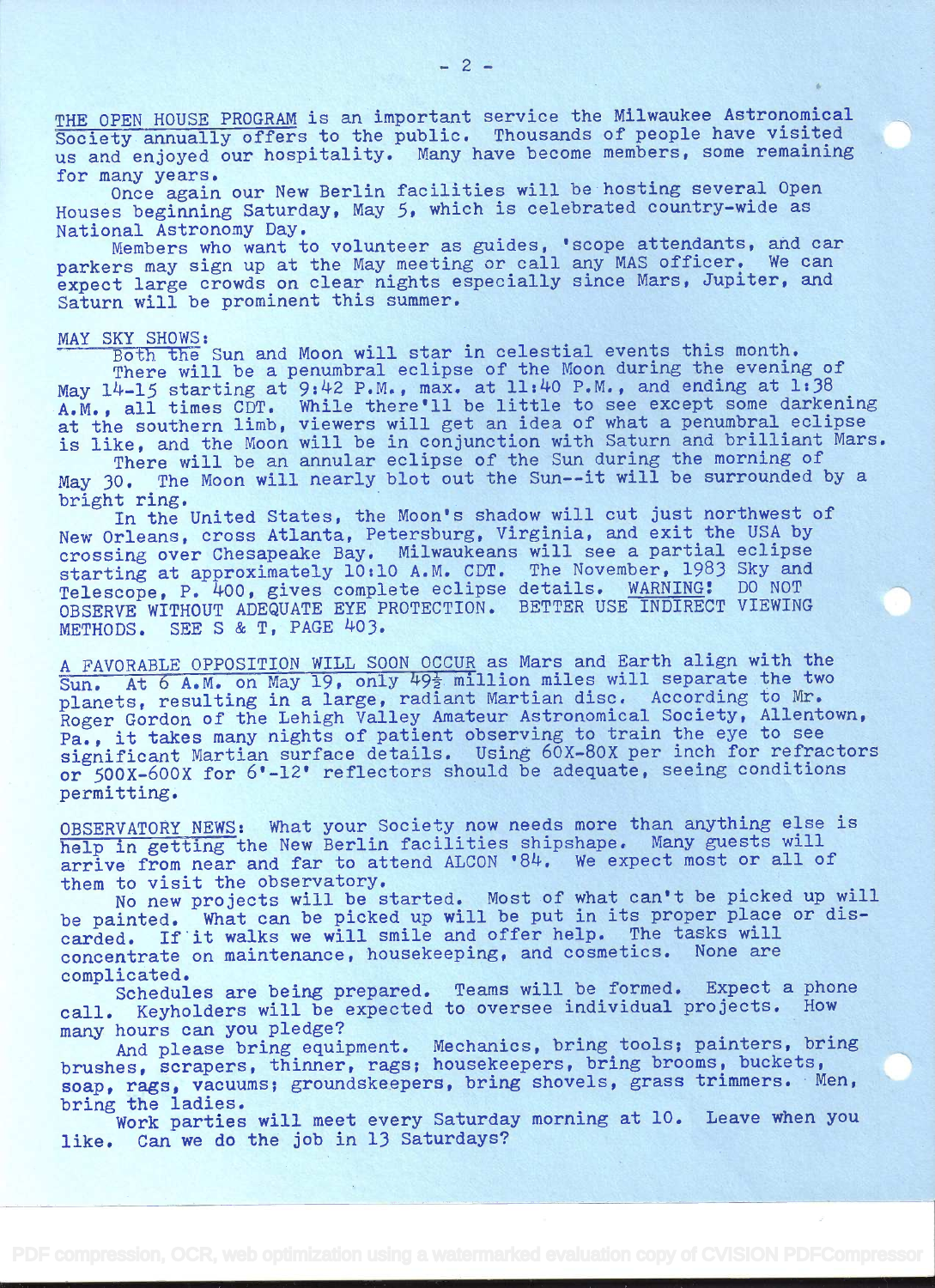THE OPEN HOUSE PROGRAM is an important service the Milwaukee Astronomical Society annually offers to the public. Thousands of people have visited us and enjoyed our hospitality. Many have become members, some remaining for many years.

Once again our New Berlin facilities will be hosting several Open Houses beginning Saturday, May 5, which is celebrated country-wide as National Astronomy Day.

Members who want to volunteer as guides, 'scope attendants, and car parkers may sign up at the May meeting or call any MAS officer. We can expect large crowds on clear nights especially since Mars, Jupiter, and Saturn will be prominent this summer.

MAY SKY SHOWS:

Both the Sun and Moon will star in celestial events this month.

There will be a penumbral eclipse of the Moon during the evening of May 14-15 starting at 9:42 P.M., max. at 11:40 P.M., and ending at 1:38 A.M., all times CDT. While there'll be little to see except some darkening at the southern limb, viewers will get an idea of what a penumbral eclipse is like, and the Moon will be in conjunction with Saturn and brilliant Mars.

There will be an annular eclipse of the Sun during the morning of May 30. The Moon will nearly blot out the Sun--it will be surrounded by a bright ring.

In the United States, the Moon's shadow will cut just northwest of New Orleans, cross Atlanta, Petersburg, Virginia, and exit the USA by crossing over Chesapeake Bay. Milwaukeans will see a partial eclipse starting at approximately 10:10 A.M. CDT. The November, 1983 Sky and Telescope, P. 400, gives complete eclipse details. WARNING: DO NOT OBSERVE WITHOUT ADEQUATE EYE PROTECTION. BETTER USE INDIRECT VIEWING METHODS. SEE S & T, PAGE 403.

A FAVORABLE OPPOSITION WILL SOON OCCUR as Mars and Earth align with the Sun. At 6 A.M. on May 19, only 49½ million miles will separate the two planets, resulting in a large, radiant Martian disc. According to Mr. Roger Gordon of the Lehigh Valley Amateur Astronomical Society, Allentown, Pa., it takes many nights of patient observing to train the eye to see significant Martian surface details. Using 60X-80X per inch for refractors or 500X-600X for 6'-12' reflectors should be adequate, seeing conditions permitting.

OBSERVATORY NEWS: What your Society now needs more than anything else is help in getting the New Berlin facilities shipshape. Many guests will arrive from near and far to attend ALCON '84. We expect most or all of them to visit the observatory.

No new projects will be started. Most of what can't be picked up will be painted. What can be picked up will be put in its proper place or discarded. If it walks we will smile and offer help. The tasks will concentrate on maintenance, housekeeping, and cosmetics. None are complicated.

Schedules are being prepared. Teams will be formed. Expect a phone call. Keyholders will be expected to oversee individual projects. How many hours can you pledge?

And please bring equipment. Mechanics, bring tools; painters, bring brushes, scrapers, thinner, rags; housekeepers, bring brooms, buckets, soap, rags, vacuums; groundskeepers, bring shovels, grass trimmers. Men, bring the ladies.

Work parties will meet every Saturday morning at 10. Leave when you like. Can we do the job in 13 Saturdays?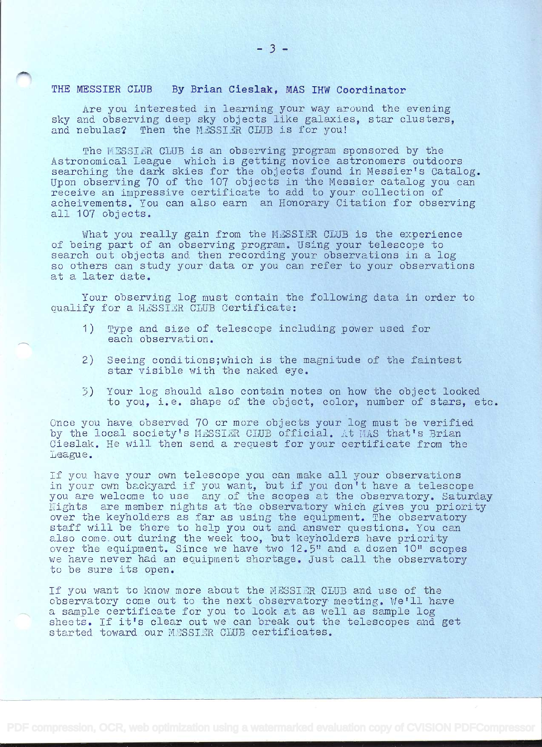## THE MESSIER CLUB   By Brian Cieslak, MAS IHW Coordinator

Are you interested in learning your way around the evening sky and observing deep sky objects like galaxies, star clusters, and nebulas? Then the MESSIER CLUB is for you!

The MESSIER CLUB is an observing program sponsored by the Astronomical League which is getting novice astronomers outdoors searching the dark skies for the objects found in Messier's Catalog. Upon observing 70 of the 107 objects in the Messier catalog you can receive an impressive certificate to add to your collection of acheivements. You can also earn an Honorary Citation for observing all 107 objects.

What you really gain from the MESSIER CLUB is the experience of being part of an observing program. Using your telescope to search out objects and then recording your observations in a log so others can study your data or you can refer to your observations at a later date.

Your observing log must contain the following data in order to qualify for a MESSIER CLUB Certificate:

1) Type and size of telescope including power used for each observation.

2) Seeing conditions;which is the magnitude of the faintest star visible with the naked eye.

3) Your log should also contain notes on how the object looked to you, i.e. shape of the object, color, number of stars, etc.

Once you have observed 70 or more objects your log must be verified by the local society's MESSIER CLUB official. At MAS that's Brian Cieslak. He will then send a request for your certificate from the League.

If you have your own telescope you can make all your observations in your own backyard if you want, but if you don't have a telescope you are welcome to use any of the scopes at the observatory. Saturday Nights are member nights at the observatory which gives you priority over the keyholders as far as using the equipment. The observatory staff will be there to help you out and answer questions. You can also come out during the week too, but keyholders have priority over the equipment. Since we have two 12.5" and a dozen 10" scopes we have never had an equipment shortage. Just call the observatory to be sure its open.

If you want to know more about the MESSIER CLUB and use of the observatory come out to the next observatory meeting. We'll have a sample certificate for you to look at as well as sample log sheets. If it's clear out we can break out the telescopes and get started toward our MESSIER CLUB certificates.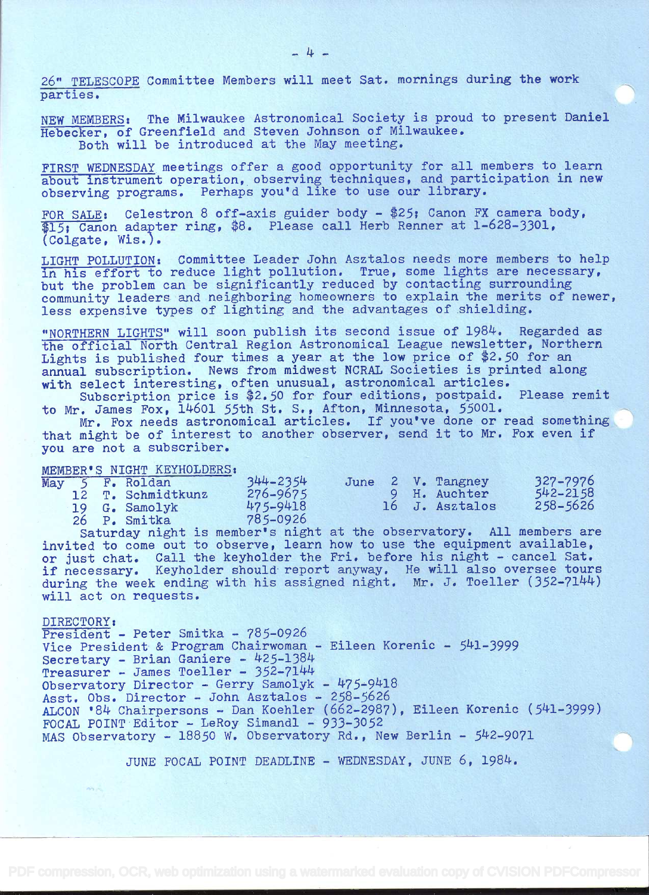26" TELESCOPE Committee Members will meet Sat. mornings during the work parties.

NEW MEMBERS: The Milwaukee Astronomical Society is proud to present Daniel Hebecker, of Greenfield and Steven Johnson of Milwaukee.
Both will be introduced at the May meeting.

FIRST WEDNESDAY meetings offer a good opportunity for all members to learn about instrument operation, observing techniques, and participation in new observing programs. Perhaps you'd like to use our library.

FOR SALE: Celestron 8 off-axis guider body - $25; Canon FX camera body, $15; Canon adapter ring, $8. Please call Herb Renner at 1-628-3301, (Colgate, Wis.).

LIGHT POLLUTION: Committee Leader John Asztalos needs more members to help in his effort to reduce light pollution. True, some lights are necessary, but the problem can be significantly reduced by contacting surrounding community leaders and neighboring homeowners to explain the merits of newer, less expensive types of lighting and the advantages of shielding.

"NORTHERN LIGHTS" will soon publish its second issue of 1984. Regarded as the official North Central Region Astronomical League newsletter, Northern Lights is published four times a year at the low price of $2.50 for an annual subscription. News from midwest NCRAL Societies is printed along with select interesting, often unusual, astronomical articles.
Subscription price is $2.50 for four editions, postpaid. Please remit to Mr. James Fox, 14601 55th St. S., Afton, Minnesota, 55001.
Mr. Fox needs astronomical articles. If you've done or read something that might be of interest to another observer, send it to Mr. Fox even if you are not a subscriber.

MEMBER'S NIGHT KEYHOLDERS:

| | | | | | | | |
|---|---|---|---|---|---|---|---|
| May | 5 | F. Roldan | 344-2354 | June | 2 | V. Tangney | 327-7976 |
| | 12 | T. Schmidtkunz | 276-9675 | | 9 | H. Auchter | 542-2158 |
| | 19 | G. Samolyk | 475-9418 | | 16 | J. Asztalos | 258-5626 |
| | 26 | P. Smitka | 785-0926 | | | | |

Saturday night is member's night at the observatory. All members are invited to come out to observe, learn how to use the equipment available, or just chat. Call the keyholder the Fri. before his night - cancel Sat. if necessary. Keyholder should report anyway. He will also oversee tours during the week ending with his assigned night. Mr. J. Toeller (352-7144) will act on requests.

DIRECTORY:
President - Peter Smitka - 785-0926
Vice President & Program Chairwoman - Eileen Korenic - 541-3999
Secretary - Brian Ganiere - 425-1384
Treasurer - James Toeller - 352-7144
Observatory Director - Gerry Samolyk - 475-9418
Asst. Obs. Director - John Asztalos - 258-5626
ALCON '84 Chairpersons - Dan Koehler (662-2987), Eileen Korenic (541-3999)
FOCAL POINT Editor - LeRoy Simandl - 933-3052
MAS Observatory - 18850 W. Observatory Rd., New Berlin - 542-9071

JUNE FOCAL POINT DEADLINE - WEDNESDAY, JUNE 6, 1984.